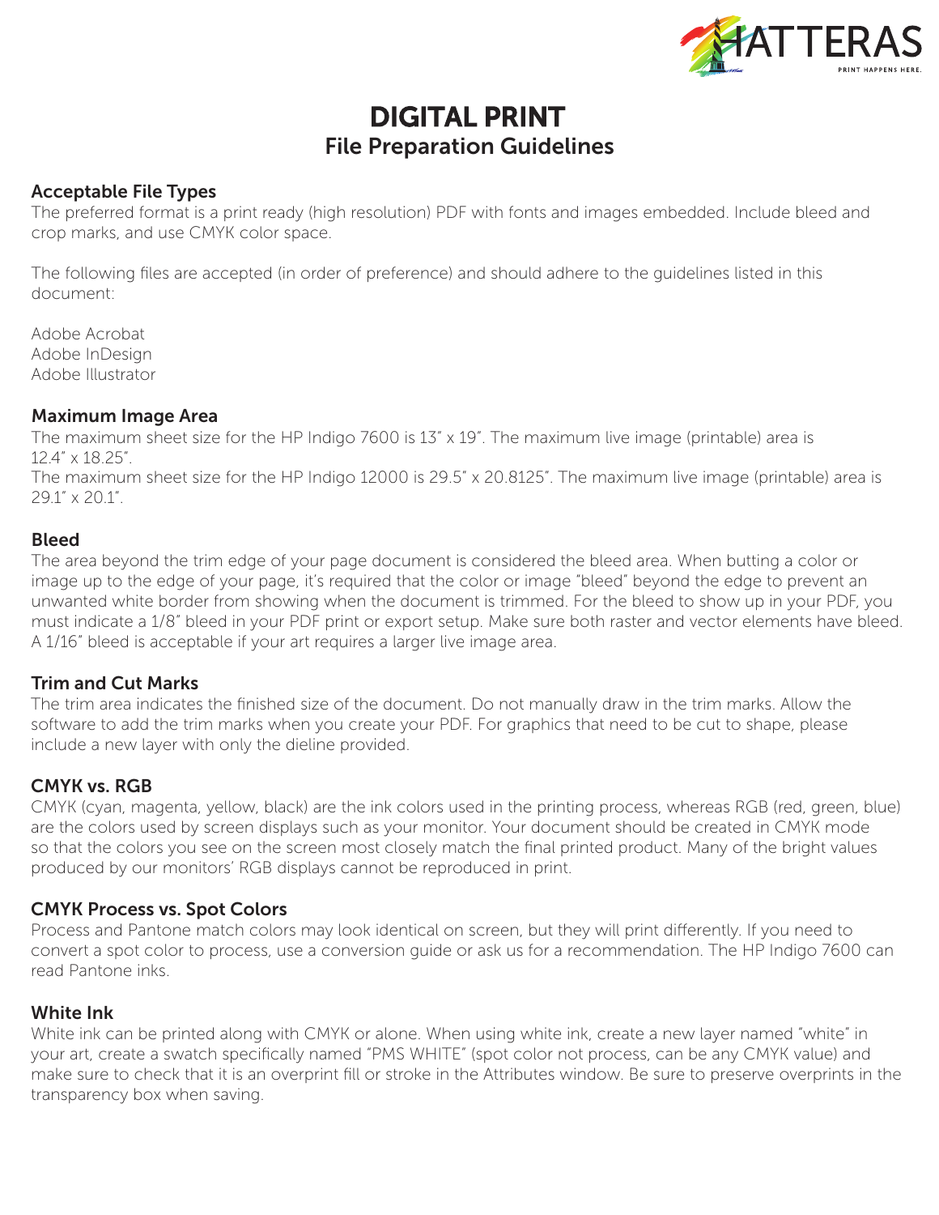# DIGITAL PRINT

## File Preparation Guidelines

### Acceptable File Types

The preferred format is a print ready (high resolution) PDF with fonts and images embedded. Include bleed and crop marks, and use CMYK color space.

The following files are accepted (in order of preference) and should adhere to the guidelines listed in this document:

Adobe Acrobat
Adobe InDesign
Adobe Illustrator

### Maximum Image Area

The maximum sheet size for the HP Indigo 7600 is 13" x 19". The maximum live image (printable) area is 12.4" x 18.25".
The maximum sheet size for the HP Indigo 12000 is 29.5" x 20.8125". The maximum live image (printable) area is 29.1" x 20.1".

### Bleed

The area beyond the trim edge of your page document is considered the bleed area. When butting a color or image up to the edge of your page, it's required that the color or image "bleed" beyond the edge to prevent an unwanted white border from showing when the document is trimmed. For the bleed to show up in your PDF, you must indicate a 1/8" bleed in your PDF print or export setup. Make sure both raster and vector elements have bleed. A 1/16" bleed is acceptable if your art requires a larger live image area.

### Trim and Cut Marks

The trim area indicates the finished size of the document. Do not manually draw in the trim marks. Allow the software to add the trim marks when you create your PDF. For graphics that need to be cut to shape, please include a new layer with only the dieline provided.

### CMYK vs. RGB

CMYK (cyan, magenta, yellow, black) are the ink colors used in the printing process, whereas RGB (red, green, blue) are the colors used by screen displays such as your monitor. Your document should be created in CMYK mode so that the colors you see on the screen most closely match the final printed product. Many of the bright values produced by our monitors' RGB displays cannot be reproduced in print.

### CMYK Process vs. Spot Colors

Process and Pantone match colors may look identical on screen, but they will print differently. If you need to convert a spot color to process, use a conversion guide or ask us for a recommendation. The HP Indigo 7600 can read Pantone inks.

### White Ink

White ink can be printed along with CMYK or alone. When using white ink, create a new layer named "white" in your art, create a swatch specifically named "PMS WHITE" (spot color not process, can be any CMYK value) and make sure to check that it is an overprint fill or stroke in the Attributes window. Be sure to preserve overprints in the transparency box when saving.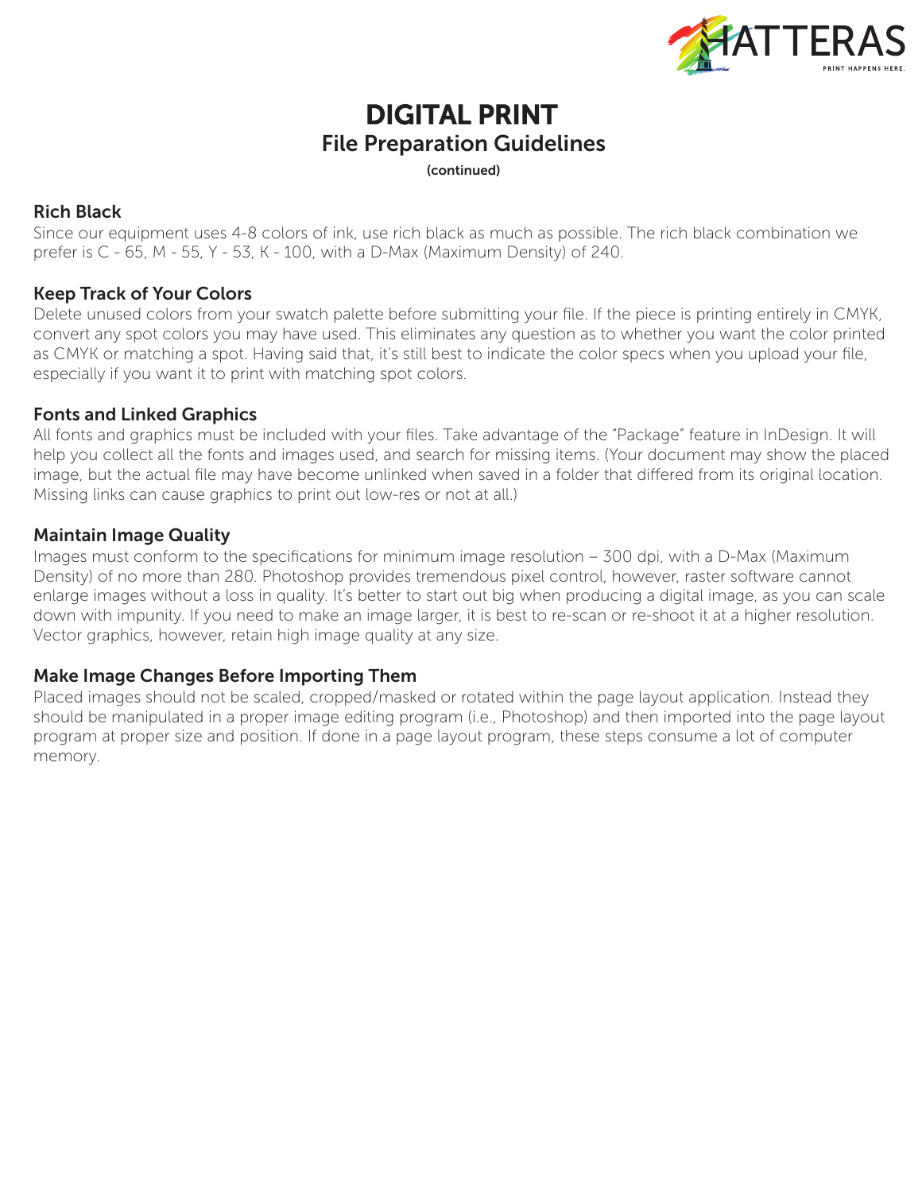# DIGITAL PRINT

## File Preparation Guidelines

(continued)

### Rich Black

Since our equipment uses 4-8 colors of ink, use rich black as much as possible. The rich black combination we prefer is C - 65, M - 55, Y - 53, K - 100, with a D-Max (Maximum Density) of 240.

### Keep Track of Your Colors

Delete unused colors from your swatch palette before submitting your file. If the piece is printing entirely in CMYK, convert any spot colors you may have used. This eliminates any question as to whether you want the color printed as CMYK or matching a spot. Having said that, it's still best to indicate the color specs when you upload your file, especially if you want it to print with matching spot colors.

### Fonts and Linked Graphics

All fonts and graphics must be included with your files. Take advantage of the "Package" feature in InDesign. It will help you collect all the fonts and images used, and search for missing items. (Your document may show the placed image, but the actual file may have become unlinked when saved in a folder that differed from its original location. Missing links can cause graphics to print out low-res or not at all.)

### Maintain Image Quality

Images must conform to the specifications for minimum image resolution – 300 dpi, with a D-Max (Maximum Density) of no more than 280. Photoshop provides tremendous pixel control, however, raster software cannot enlarge images without a loss in quality. It's better to start out big when producing a digital image, as you can scale down with impunity. If you need to make an image larger, it is best to re-scan or re-shoot it at a higher resolution. Vector graphics, however, retain high image quality at any size.

### Make Image Changes Before Importing Them

Placed images should not be scaled, cropped/masked or rotated within the page layout application. Instead they should be manipulated in a proper image editing program (i.e., Photoshop) and then imported into the page layout program at proper size and position. If done in a page layout program, these steps consume a lot of computer memory.